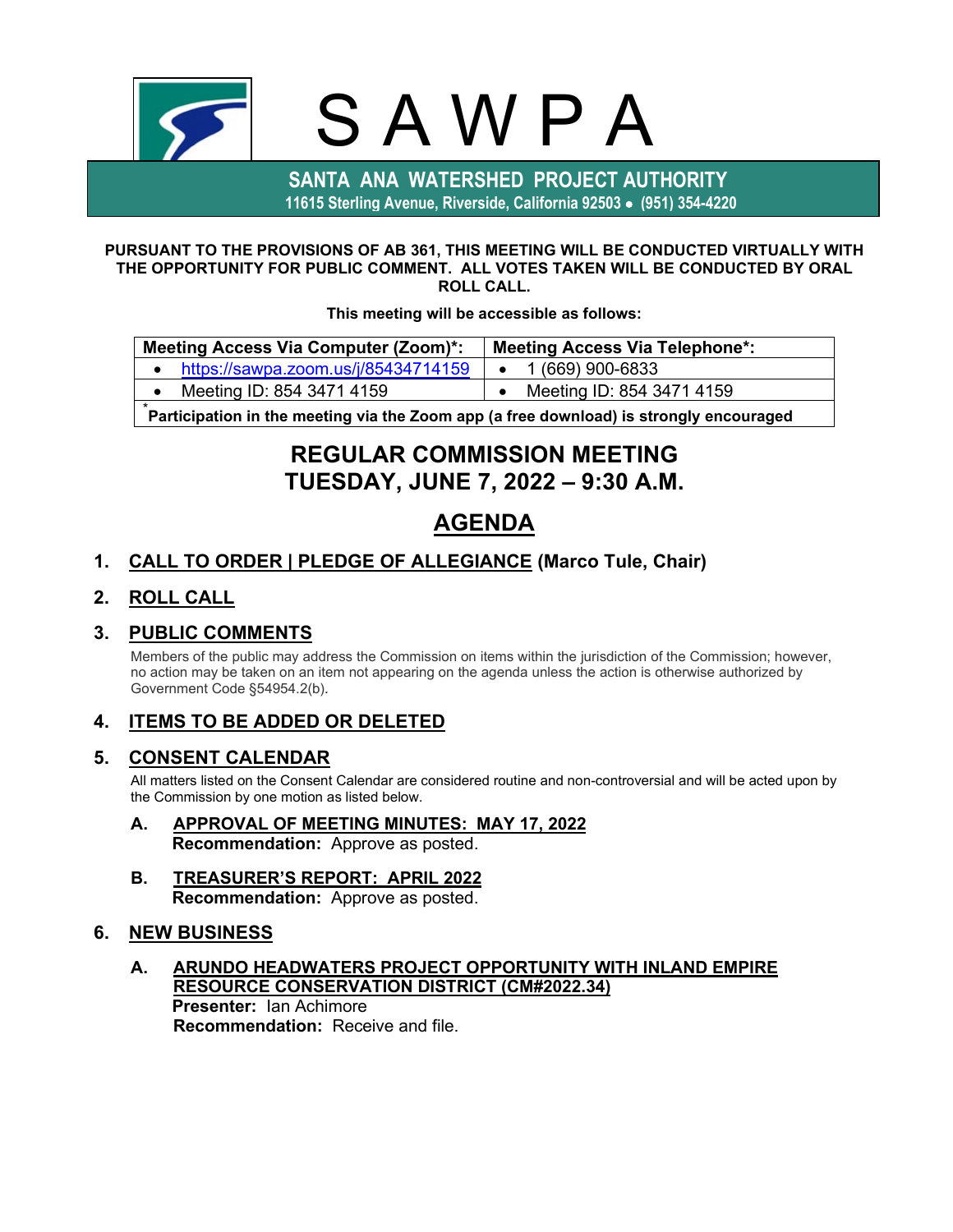# S A W P A

**SANTA ANA WATERSHED PROJECT AUTHORITY**
**11615 Sterling Avenue, Riverside, California 92503 • (951) 354-4220**

**PURSUANT TO THE PROVISIONS OF AB 361, THIS MEETING WILL BE CONDUCTED VIRTUALLY WITH THE OPPORTUNITY FOR PUBLIC COMMENT. ALL VOTES TAKEN WILL BE CONDUCTED BY ORAL ROLL CALL.**

**This meeting will be accessible as follows:**

| Meeting Access Via Computer (Zoom)*: | Meeting Access Via Telephone*: |
|---|---|
| • https://sawpa.zoom.us/j/85434714159 | • 1 (669) 900-6833 |
| • Meeting ID: 854 3471 4159 | • Meeting ID: 854 3471 4159 |
| *Participation in the meeting via the Zoom app (a free download) is strongly encouraged | |

## REGULAR COMMISSION MEETING
## TUESDAY, JUNE 7, 2022 – 9:30 A.M.

# AGENDA

## 1. CALL TO ORDER | PLEDGE OF ALLEGIANCE (Marco Tule, Chair)

## 2. ROLL CALL

## 3. PUBLIC COMMENTS

Members of the public may address the Commission on items within the jurisdiction of the Commission; however, no action may be taken on an item not appearing on the agenda unless the action is otherwise authorized by Government Code §54954.2(b).

## 4. ITEMS TO BE ADDED OR DELETED

## 5. CONSENT CALENDAR

All matters listed on the Consent Calendar are considered routine and non-controversial and will be acted upon by the Commission by one motion as listed below.

### A. APPROVAL OF MEETING MINUTES: MAY 17, 2022
**Recommendation:** Approve as posted.

### B. TREASURER'S REPORT: APRIL 2022
**Recommendation:** Approve as posted.

## 6. NEW BUSINESS

### A. ARUNDO HEADWATERS PROJECT OPPORTUNITY WITH INLAND EMPIRE RESOURCE CONSERVATION DISTRICT (CM#2022.34)
**Presenter:** Ian Achimore
**Recommendation:** Receive and file.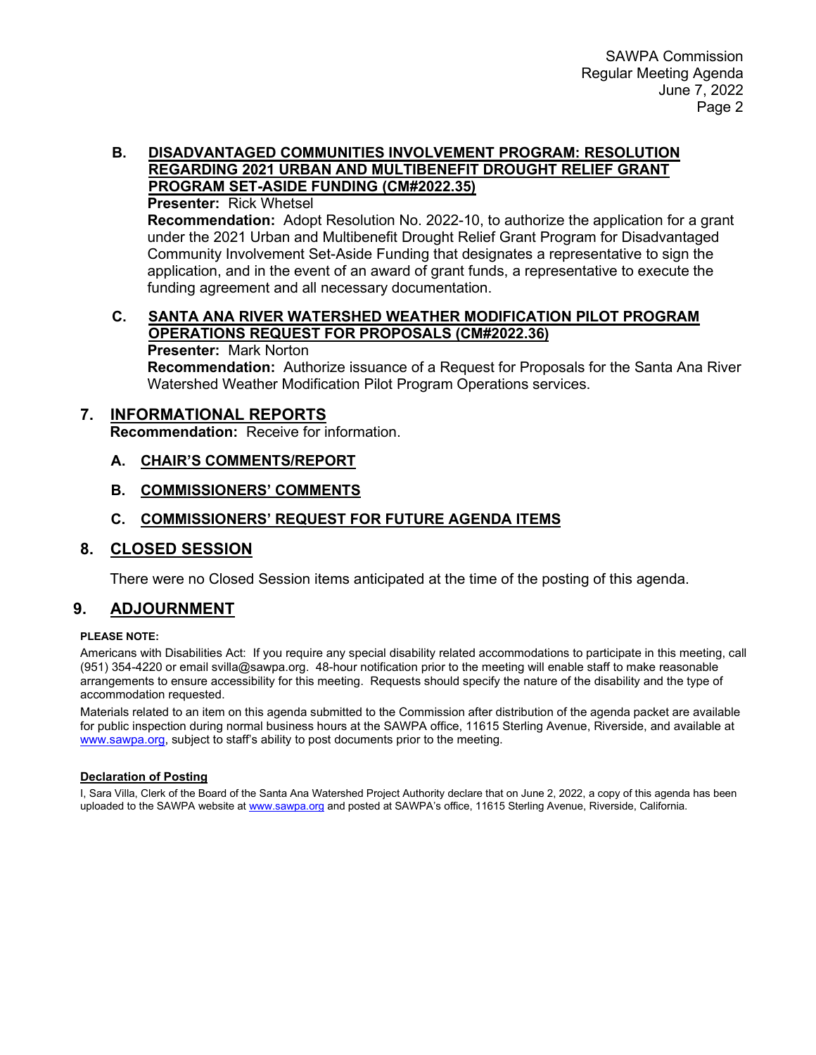**B. DISADVANTAGED COMMUNITIES INVOLVEMENT PROGRAM: RESOLUTION REGARDING 2021 URBAN AND MULTIBENEFIT DROUGHT RELIEF GRANT PROGRAM SET-ASIDE FUNDING (CM#2022.35)**

**Presenter:** Rick Whetsel

**Recommendation:** Adopt Resolution No. 2022-10, to authorize the application for a grant under the 2021 Urban and Multibenefit Drought Relief Grant Program for Disadvantaged Community Involvement Set-Aside Funding that designates a representative to sign the application, and in the event of an award of grant funds, a representative to execute the funding agreement and all necessary documentation.

**C. SANTA ANA RIVER WATERSHED WEATHER MODIFICATION PILOT PROGRAM OPERATIONS REQUEST FOR PROPOSALS (CM#2022.36)**

**Presenter:** Mark Norton

**Recommendation:** Authorize issuance of a Request for Proposals for the Santa Ana River Watershed Weather Modification Pilot Program Operations services.

## 7. INFORMATIONAL REPORTS

**Recommendation:** Receive for information.

**A. CHAIR'S COMMENTS/REPORT**

**B. COMMISSIONERS' COMMENTS**

**C. COMMISSIONERS' REQUEST FOR FUTURE AGENDA ITEMS**

## 8. CLOSED SESSION

There were no Closed Session items anticipated at the time of the posting of this agenda.

## 9. ADJOURNMENT

**PLEASE NOTE:**

Americans with Disabilities Act: If you require any special disability related accommodations to participate in this meeting, call (951) 354-4220 or email svilla@sawpa.org. 48-hour notification prior to the meeting will enable staff to make reasonable arrangements to ensure accessibility for this meeting. Requests should specify the nature of the disability and the type of accommodation requested.

Materials related to an item on this agenda submitted to the Commission after distribution of the agenda packet are available for public inspection during normal business hours at the SAWPA office, 11615 Sterling Avenue, Riverside, and available at www.sawpa.org, subject to staff's ability to post documents prior to the meeting.

**Declaration of Posting**

I, Sara Villa, Clerk of the Board of the Santa Ana Watershed Project Authority declare that on June 2, 2022, a copy of this agenda has been uploaded to the SAWPA website at www.sawpa.org and posted at SAWPA's office, 11615 Sterling Avenue, Riverside, California.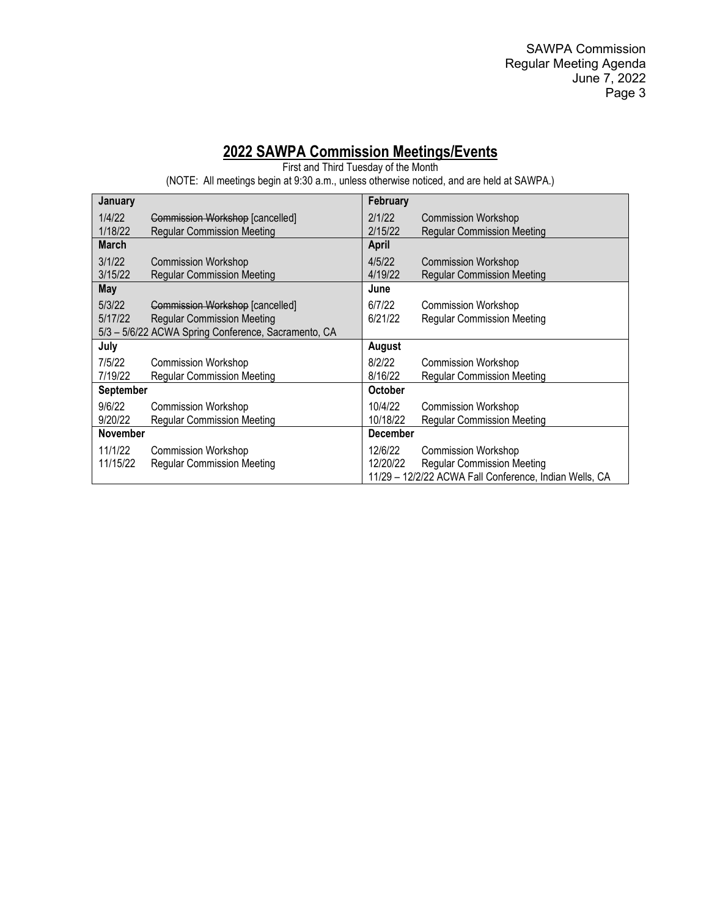## 2022 SAWPA Commission Meetings/Events

First and Third Tuesday of the Month

(NOTE: All meetings begin at 9:30 a.m., unless otherwise noticed, and are held at SAWPA.)

| | |
|---|---|
| **January** | **February** |
| 1/4/22 ~~Commission Workshop~~ [cancelled]<br>1/18/22 Regular Commission Meeting | 2/1/22 Commission Workshop<br>2/15/22 Regular Commission Meeting |
| **March** | **April** |
| 3/1/22 Commission Workshop<br>3/15/22 Regular Commission Meeting | 4/5/22 Commission Workshop<br>4/19/22 Regular Commission Meeting |
| **May** | **June** |
| 5/3/22 ~~Commission Workshop~~ [cancelled]<br>5/17/22 Regular Commission Meeting<br>5/3 – 5/6/22 ACWA Spring Conference, Sacramento, CA | 6/7/22 Commission Workshop<br>6/21/22 Regular Commission Meeting |
| **July** | **August** |
| 7/5/22 Commission Workshop<br>7/19/22 Regular Commission Meeting | 8/2/22 Commission Workshop<br>8/16/22 Regular Commission Meeting |
| **September** | **October** |
| 9/6/22 Commission Workshop<br>9/20/22 Regular Commission Meeting | 10/4/22 Commission Workshop<br>10/18/22 Regular Commission Meeting |
| **November** | **December** |
| 11/1/22 Commission Workshop<br>11/15/22 Regular Commission Meeting | 12/6/22 Commission Workshop<br>12/20/22 Regular Commission Meeting<br>11/29 – 12/2/22 ACWA Fall Conference, Indian Wells, CA |